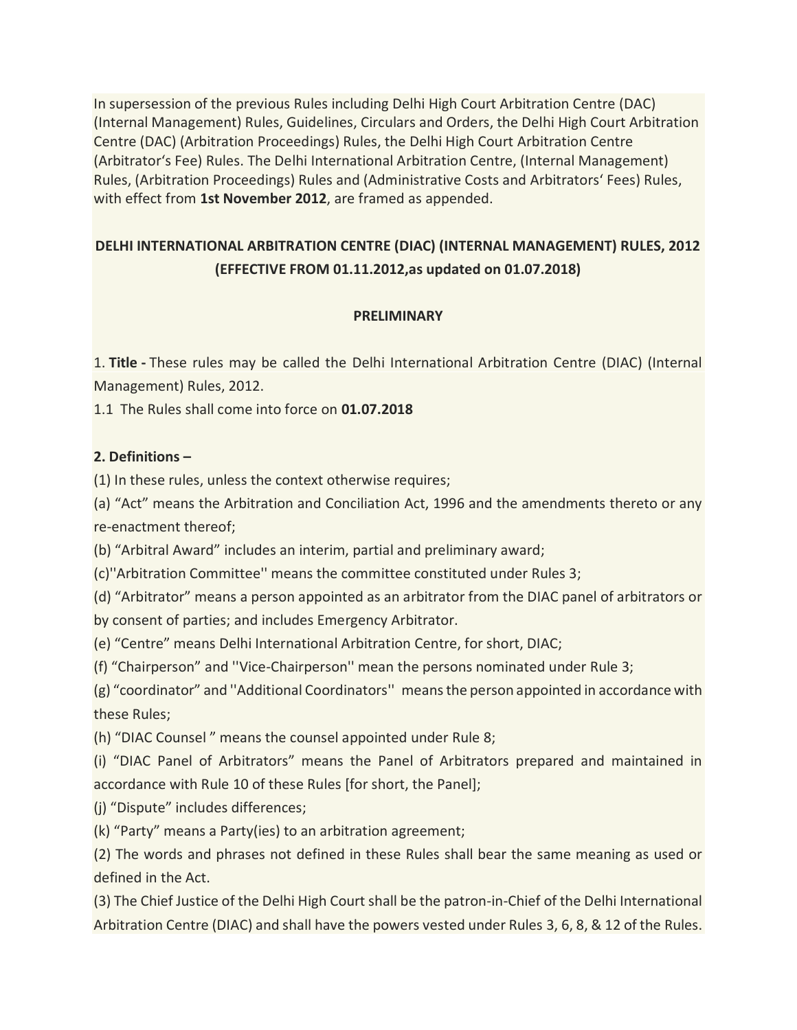In supersession of the previous Rules including Delhi High Court Arbitration Centre (DAC) (Internal Management) Rules, Guidelines, Circulars and Orders, the Delhi High Court Arbitration Centre (DAC) (Arbitration Proceedings) Rules, the Delhi High Court Arbitration Centre (Arbitrator's Fee) Rules. The Delhi International Arbitration Centre, (Internal Management) Rules, (Arbitration Proceedings) Rules and (Administrative Costs and Arbitrators' Fees) Rules, with effect from **1st November 2012**, are framed as appended.

## DELHI INTERNATIONAL ARBITRATION CENTRE (DIAC) (INTERNAL MANAGEMENT) RULES, 2012 (EFFECTIVE FROM 01.11.2012,as updated on 01.07.2018)

### PRELIMINARY

1. **Title -** These rules may be called the Delhi International Arbitration Centre (DIAC) (Internal Management) Rules, 2012.

1.1 The Rules shall come into force on **01.07.2018**

**2. Definitions –**

(1) In these rules, unless the context otherwise requires;

(a) "Act" means the Arbitration and Conciliation Act, 1996 and the amendments thereto or any re-enactment thereof;

(b) "Arbitral Award" includes an interim, partial and preliminary award;

(c)''Arbitration Committee'' means the committee constituted under Rules 3;

(d) "Arbitrator" means a person appointed as an arbitrator from the DIAC panel of arbitrators or by consent of parties; and includes Emergency Arbitrator.

(e) "Centre" means Delhi International Arbitration Centre, for short, DIAC;

(f) "Chairperson" and ''Vice-Chairperson'' mean the persons nominated under Rule 3;

(g) "coordinator" and ''Additional Coordinators'' means the person appointed in accordance with these Rules;

(h) "DIAC Counsel " means the counsel appointed under Rule 8;

(i) "DIAC Panel of Arbitrators" means the Panel of Arbitrators prepared and maintained in accordance with Rule 10 of these Rules [for short, the Panel];

(j) "Dispute" includes differences;

(k) "Party" means a Party(ies) to an arbitration agreement;

(2) The words and phrases not defined in these Rules shall bear the same meaning as used or defined in the Act.

(3) The Chief Justice of the Delhi High Court shall be the patron-in-Chief of the Delhi International Arbitration Centre (DIAC) and shall have the powers vested under Rules 3, 6, 8, & 12 of the Rules.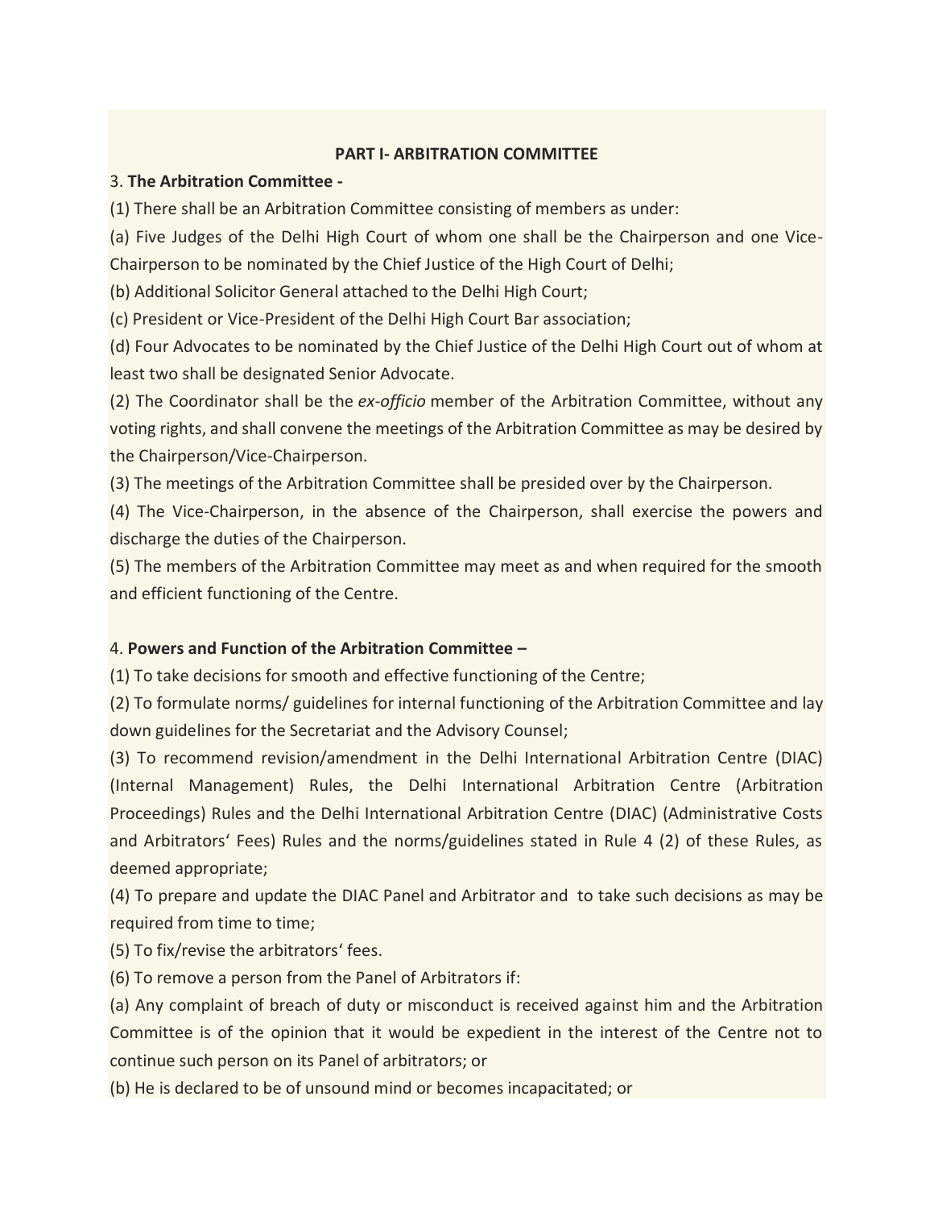## PART I- ARBITRATION COMMITTEE

3. **The Arbitration Committee -**

(1) There shall be an Arbitration Committee consisting of members as under:

(a) Five Judges of the Delhi High Court of whom one shall be the Chairperson and one Vice-Chairperson to be nominated by the Chief Justice of the High Court of Delhi;

(b) Additional Solicitor General attached to the Delhi High Court;

(c) President or Vice-President of the Delhi High Court Bar association;

(d) Four Advocates to be nominated by the Chief Justice of the Delhi High Court out of whom at least two shall be designated Senior Advocate.

(2) The Coordinator shall be the *ex-officio* member of the Arbitration Committee, without any voting rights, and shall convene the meetings of the Arbitration Committee as may be desired by the Chairperson/Vice-Chairperson.

(3) The meetings of the Arbitration Committee shall be presided over by the Chairperson.

(4) The Vice-Chairperson, in the absence of the Chairperson, shall exercise the powers and discharge the duties of the Chairperson.

(5) The members of the Arbitration Committee may meet as and when required for the smooth and efficient functioning of the Centre.

4. **Powers and Function of the Arbitration Committee –**

(1) To take decisions for smooth and effective functioning of the Centre;

(2) To formulate norms/ guidelines for internal functioning of the Arbitration Committee and lay down guidelines for the Secretariat and the Advisory Counsel;

(3) To recommend revision/amendment in the Delhi International Arbitration Centre (DIAC) (Internal Management) Rules, the Delhi International Arbitration Centre (Arbitration Proceedings) Rules and the Delhi International Arbitration Centre (DIAC) (Administrative Costs and Arbitrators' Fees) Rules and the norms/guidelines stated in Rule 4 (2) of these Rules, as deemed appropriate;

(4) To prepare and update the DIAC Panel and Arbitrator and to take such decisions as may be required from time to time;

(5) To fix/revise the arbitrators' fees.

(6) To remove a person from the Panel of Arbitrators if:

(a) Any complaint of breach of duty or misconduct is received against him and the Arbitration Committee is of the opinion that it would be expedient in the interest of the Centre not to continue such person on its Panel of arbitrators; or

(b) He is declared to be of unsound mind or becomes incapacitated; or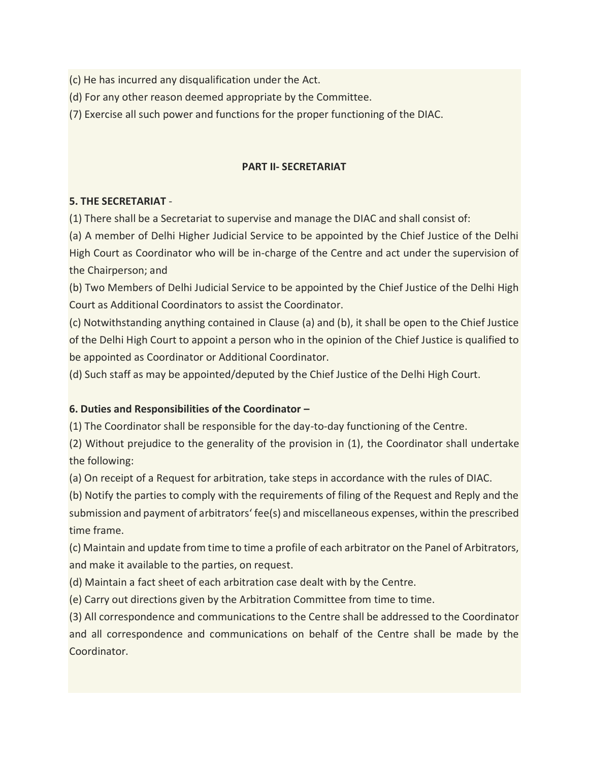(c) He has incurred any disqualification under the Act.

(d) For any other reason deemed appropriate by the Committee.

(7) Exercise all such power and functions for the proper functioning of the DIAC.

## PART II- SECRETARIAT

**5. THE SECRETARIAT** -

(1) There shall be a Secretariat to supervise and manage the DIAC and shall consist of:

(a) A member of Delhi Higher Judicial Service to be appointed by the Chief Justice of the Delhi High Court as Coordinator who will be in-charge of the Centre and act under the supervision of the Chairperson; and

(b) Two Members of Delhi Judicial Service to be appointed by the Chief Justice of the Delhi High Court as Additional Coordinators to assist the Coordinator.

(c) Notwithstanding anything contained in Clause (a) and (b), it shall be open to the Chief Justice of the Delhi High Court to appoint a person who in the opinion of the Chief Justice is qualified to be appointed as Coordinator or Additional Coordinator.

(d) Such staff as may be appointed/deputed by the Chief Justice of the Delhi High Court.

**6. Duties and Responsibilities of the Coordinator –**

(1) The Coordinator shall be responsible for the day-to-day functioning of the Centre.

(2) Without prejudice to the generality of the provision in (1), the Coordinator shall undertake the following:

(a) On receipt of a Request for arbitration, take steps in accordance with the rules of DIAC.

(b) Notify the parties to comply with the requirements of filing of the Request and Reply and the submission and payment of arbitrators' fee(s) and miscellaneous expenses, within the prescribed time frame.

(c) Maintain and update from time to time a profile of each arbitrator on the Panel of Arbitrators, and make it available to the parties, on request.

(d) Maintain a fact sheet of each arbitration case dealt with by the Centre.

(e) Carry out directions given by the Arbitration Committee from time to time.

(3) All correspondence and communications to the Centre shall be addressed to the Coordinator and all correspondence and communications on behalf of the Centre shall be made by the Coordinator.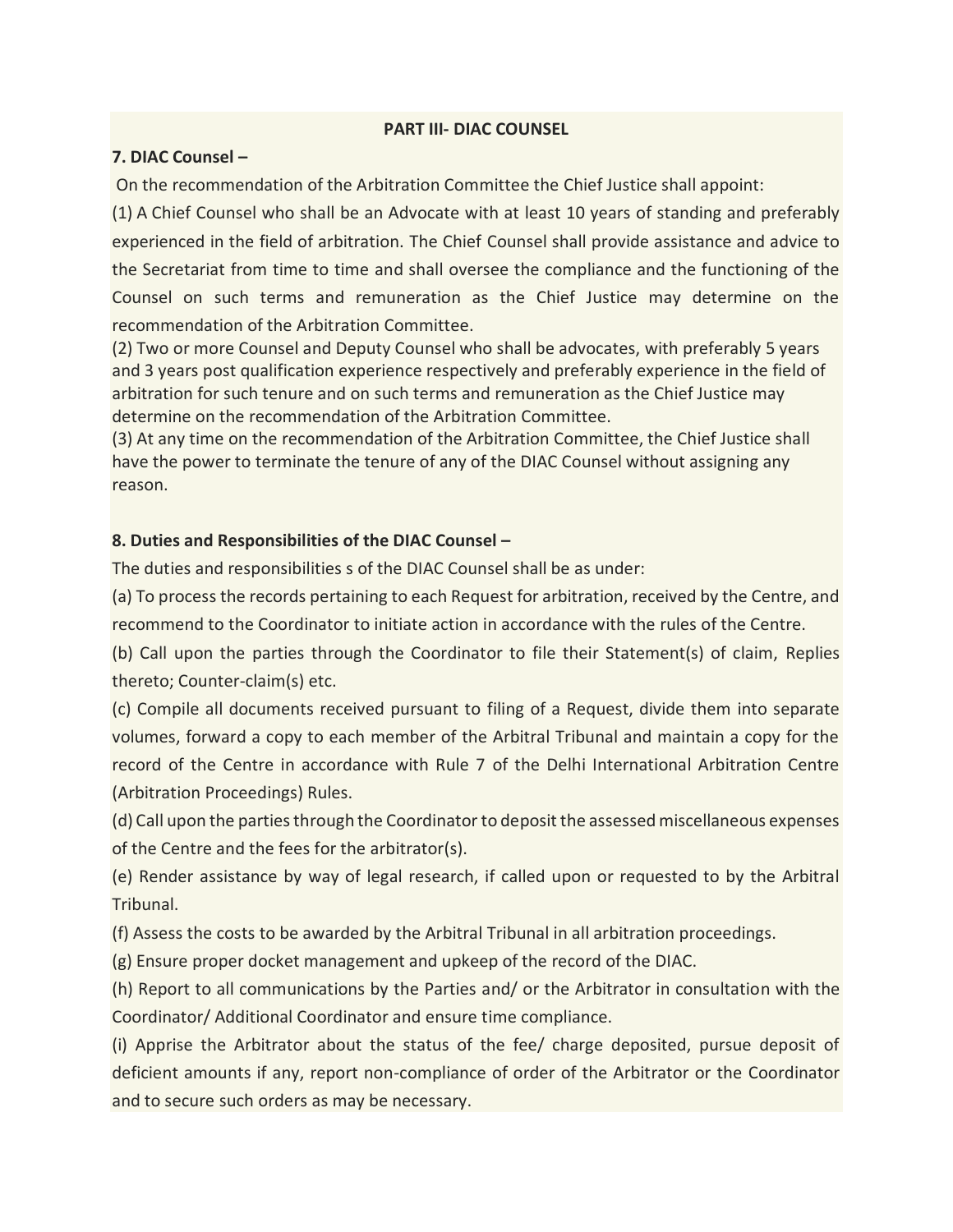## PART III- DIAC COUNSEL

### 7. DIAC Counsel –

On the recommendation of the Arbitration Committee the Chief Justice shall appoint:

(1) A Chief Counsel who shall be an Advocate with at least 10 years of standing and preferably experienced in the field of arbitration. The Chief Counsel shall provide assistance and advice to the Secretariat from time to time and shall oversee the compliance and the functioning of the Counsel on such terms and remuneration as the Chief Justice may determine on the recommendation of the Arbitration Committee.

(2) Two or more Counsel and Deputy Counsel who shall be advocates, with preferably 5 years and 3 years post qualification experience respectively and preferably experience in the field of arbitration for such tenure and on such terms and remuneration as the Chief Justice may determine on the recommendation of the Arbitration Committee.

(3) At any time on the recommendation of the Arbitration Committee, the Chief Justice shall have the power to terminate the tenure of any of the DIAC Counsel without assigning any reason.

### 8. Duties and Responsibilities of the DIAC Counsel –

The duties and responsibilities s of the DIAC Counsel shall be as under:

(a) To process the records pertaining to each Request for arbitration, received by the Centre, and recommend to the Coordinator to initiate action in accordance with the rules of the Centre.

(b) Call upon the parties through the Coordinator to file their Statement(s) of claim, Replies thereto; Counter-claim(s) etc.

(c) Compile all documents received pursuant to filing of a Request, divide them into separate volumes, forward a copy to each member of the Arbitral Tribunal and maintain a copy for the record of the Centre in accordance with Rule 7 of the Delhi International Arbitration Centre (Arbitration Proceedings) Rules.

(d) Call upon the parties through the Coordinator to deposit the assessed miscellaneous expenses of the Centre and the fees for the arbitrator(s).

(e) Render assistance by way of legal research, if called upon or requested to by the Arbitral Tribunal.

(f) Assess the costs to be awarded by the Arbitral Tribunal in all arbitration proceedings.

(g) Ensure proper docket management and upkeep of the record of the DIAC.

(h) Report to all communications by the Parties and/ or the Arbitrator in consultation with the Coordinator/ Additional Coordinator and ensure time compliance.

(i) Apprise the Arbitrator about the status of the fee/ charge deposited, pursue deposit of deficient amounts if any, report non-compliance of order of the Arbitrator or the Coordinator and to secure such orders as may be necessary.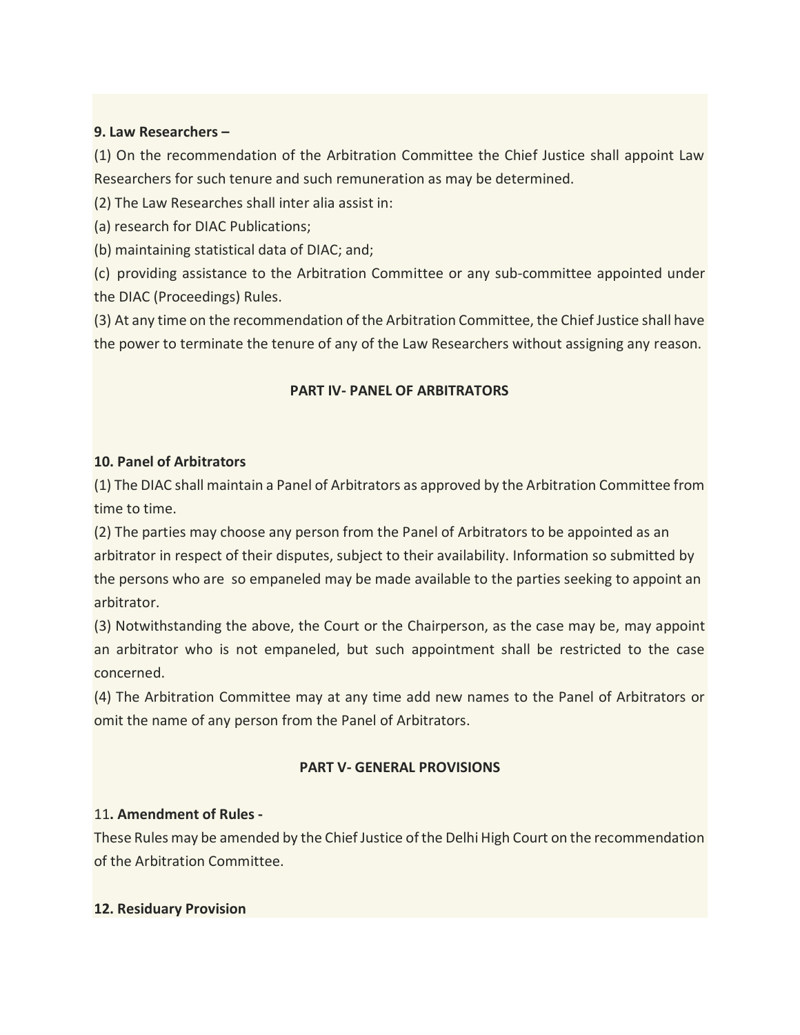**9. Law Researchers –**

(1) On the recommendation of the Arbitration Committee the Chief Justice shall appoint Law Researchers for such tenure and such remuneration as may be determined.

(2) The Law Researches shall inter alia assist in:

(a) research for DIAC Publications;

(b) maintaining statistical data of DIAC; and;

(c) providing assistance to the Arbitration Committee or any sub-committee appointed under the DIAC (Proceedings) Rules.

(3) At any time on the recommendation of the Arbitration Committee, the Chief Justice shall have the power to terminate the tenure of any of the Law Researchers without assigning any reason.

## PART IV- PANEL OF ARBITRATORS

**10. Panel of Arbitrators**

(1) The DIAC shall maintain a Panel of Arbitrators as approved by the Arbitration Committee from time to time.

(2) The parties may choose any person from the Panel of Arbitrators to be appointed as an arbitrator in respect of their disputes, subject to their availability. Information so submitted by the persons who are so empaneled may be made available to the parties seeking to appoint an arbitrator.

(3) Notwithstanding the above, the Court or the Chairperson, as the case may be, may appoint an arbitrator who is not empaneled, but such appointment shall be restricted to the case concerned.

(4) The Arbitration Committee may at any time add new names to the Panel of Arbitrators or omit the name of any person from the Panel of Arbitrators.

## PART V- GENERAL PROVISIONS

11**. Amendment of Rules -**

These Rules may be amended by the Chief Justice of the Delhi High Court on the recommendation of the Arbitration Committee.

**12. Residuary Provision**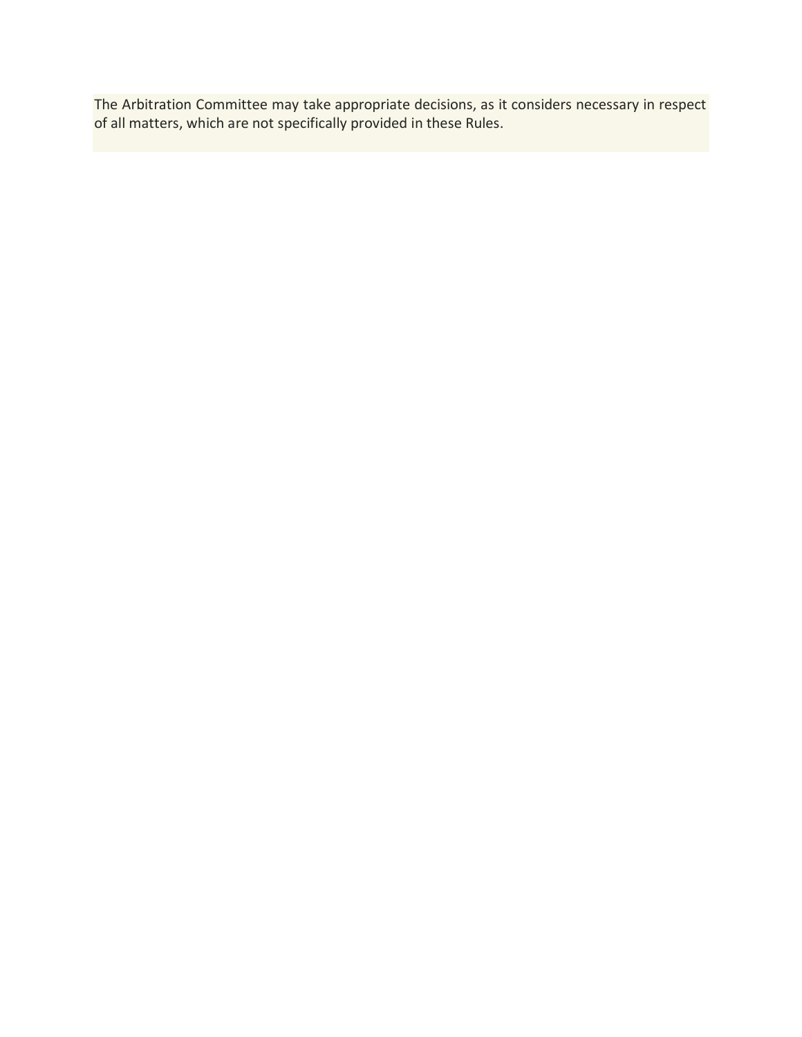The Arbitration Committee may take appropriate decisions, as it considers necessary in respect of all matters, which are not specifically provided in these Rules.